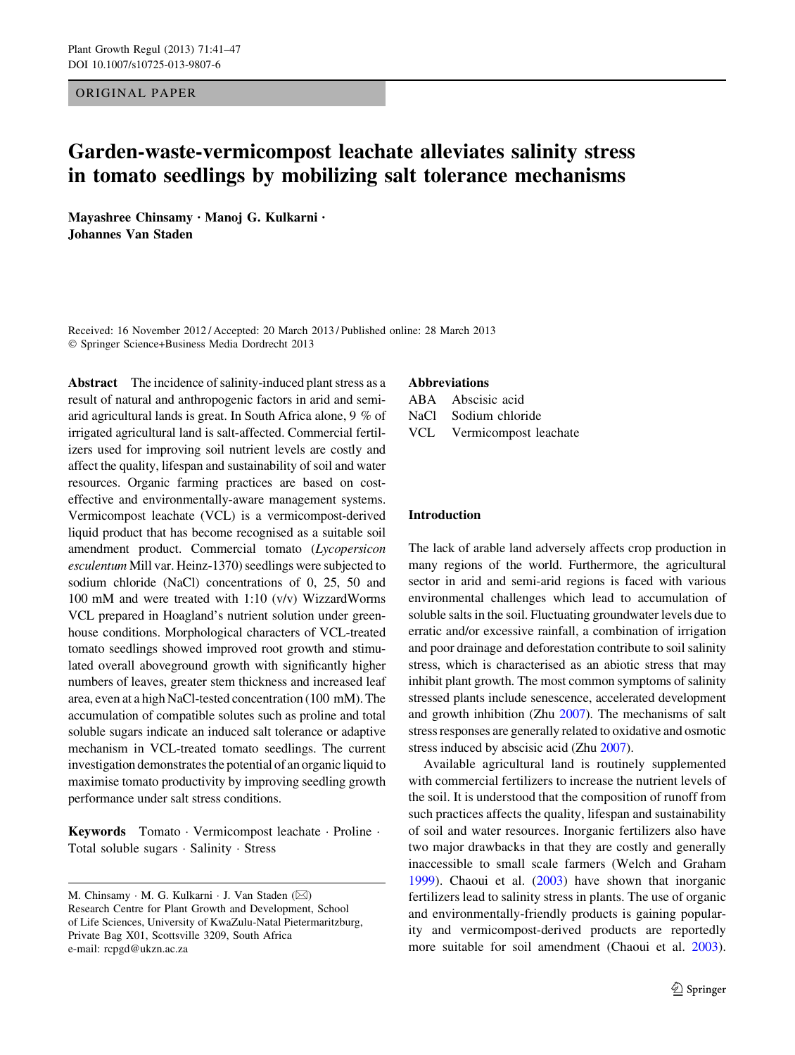ORIGINAL PAPER

# Garden-waste-vermicompost leachate alleviates salinity stress in tomato seedlings by mobilizing salt tolerance mechanisms

**Mayashree Chinsamy · Manoj G. Kulkarni · Johannes Van Staden**

Received: 16 November 2012 / Accepted: 20 March 2013 / Published online: 28 March 2013
© Springer Science+Business Media Dordrecht 2013

**Abstract** The incidence of salinity-induced plant stress as a result of natural and anthropogenic factors in arid and semi-arid agricultural lands is great. In South Africa alone, 9 % of irrigated agricultural land is salt-affected. Commercial fertilizers used for improving soil nutrient levels are costly and affect the quality, lifespan and sustainability of soil and water resources. Organic farming practices are based on cost-effective and environmentally-aware management systems. Vermicompost leachate (VCL) is a vermicompost-derived liquid product that has become recognised as a suitable soil amendment product. Commercial tomato (*Lycopersicon esculentum* Mill var. Heinz-1370) seedlings were subjected to sodium chloride (NaCl) concentrations of 0, 25, 50 and 100 mM and were treated with 1:10 (v/v) WizzardWorms VCL prepared in Hoagland's nutrient solution under greenhouse conditions. Morphological characters of VCL-treated tomato seedlings showed improved root growth and stimulated overall aboveground growth with significantly higher numbers of leaves, greater stem thickness and increased leaf area, even at a high NaCl-tested concentration (100 mM). The accumulation of compatible solutes such as proline and total soluble sugars indicate an induced salt tolerance or adaptive mechanism in VCL-treated tomato seedlings. The current investigation demonstrates the potential of an organic liquid to maximise tomato productivity by improving seedling growth performance under salt stress conditions.

**Keywords** Tomato · Vermicompost leachate · Proline · Total soluble sugars · Salinity · Stress

M. Chinsamy · M. G. Kulkarni · J. Van Staden (✉)
Research Centre for Plant Growth and Development, School of Life Sciences, University of KwaZulu-Natal Pietermaritzburg, Private Bag X01, Scottsville 3209, South Africa
e-mail: rcpgd@ukzn.ac.za

**Abbreviations**

ABA Abscisic acid
NaCl Sodium chloride
VCL Vermicompost leachate

## Introduction

The lack of arable land adversely affects crop production in many regions of the world. Furthermore, the agricultural sector in arid and semi-arid regions is faced with various environmental challenges which lead to accumulation of soluble salts in the soil. Fluctuating groundwater levels due to erratic and/or excessive rainfall, a combination of irrigation and poor drainage and deforestation contribute to soil salinity stress, which is characterised as an abiotic stress that may inhibit plant growth. The most common symptoms of salinity stressed plants include senescence, accelerated development and growth inhibition (Zhu 2007). The mechanisms of salt stress responses are generally related to oxidative and osmotic stress induced by abscisic acid (Zhu 2007).

Available agricultural land is routinely supplemented with commercial fertilizers to increase the nutrient levels of the soil. It is understood that the composition of runoff from such practices affects the quality, lifespan and sustainability of soil and water resources. Inorganic fertilizers also have two major drawbacks in that they are costly and generally inaccessible to small scale farmers (Welch and Graham 1999). Chaoui et al. (2003) have shown that inorganic fertilizers lead to salinity stress in plants. The use of organic and environmentally-friendly products is gaining popularity and vermicompost-derived products are reportedly more suitable for soil amendment (Chaoui et al. 2003).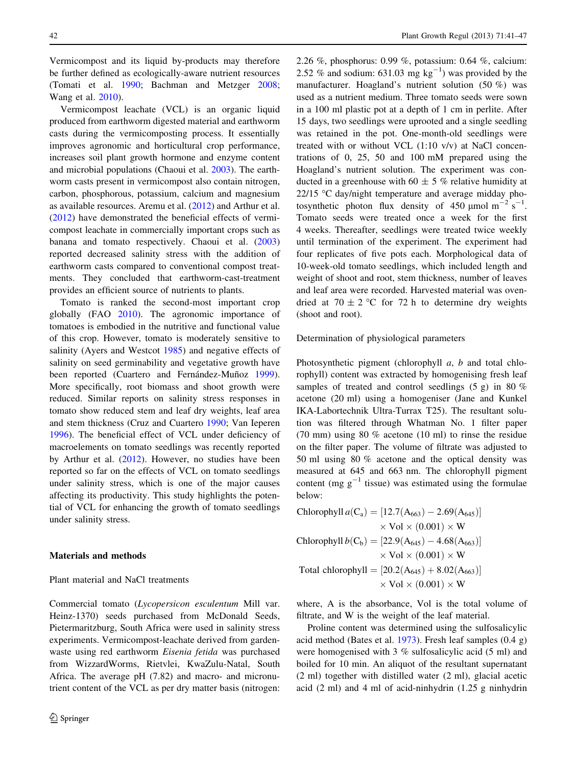Vermicompost and its liquid by-products may therefore be further defined as ecologically-aware nutrient resources (Tomati et al. 1990; Bachman and Metzger 2008; Wang et al. 2010).

Vermicompost leachate (VCL) is an organic liquid produced from earthworm digested material and earthworm casts during the vermicomposting process. It essentially improves agronomic and horticultural crop performance, increases soil plant growth hormone and enzyme content and microbial populations (Chaoui et al. 2003). The earthworm casts present in vermicompost also contain nitrogen, carbon, phosphorous, potassium, calcium and magnesium as available resources. Aremu et al. (2012) and Arthur et al. (2012) have demonstrated the beneficial effects of vermicompost leachate in commercially important crops such as banana and tomato respectively. Chaoui et al. (2003) reported decreased salinity stress with the addition of earthworm casts compared to conventional compost treatments. They concluded that earthworm-cast-treatment provides an efficient source of nutrients to plants.

Tomato is ranked the second-most important crop globally (FAO 2010). The agronomic importance of tomatoes is embodied in the nutritive and functional value of this crop. However, tomato is moderately sensitive to salinity (Ayers and Westcot 1985) and negative effects of salinity on seed germinability and vegetative growth have been reported (Cuartero and Fernández-Muñoz 1999). More specifically, root biomass and shoot growth were reduced. Similar reports on salinity stress responses in tomato show reduced stem and leaf dry weights, leaf area and stem thickness (Cruz and Cuartero 1990; Van Ieperen 1996). The beneficial effect of VCL under deficiency of macroelements on tomato seedlings was recently reported by Arthur et al. (2012). However, no studies have been reported so far on the effects of VCL on tomato seedlings under salinity stress, which is one of the major causes affecting its productivity. This study highlights the potential of VCL for enhancing the growth of tomato seedlings under salinity stress.

## Materials and methods

### Plant material and NaCl treatments

Commercial tomato (*Lycopersicon esculentum* Mill var. Heinz-1370) seeds purchased from McDonald Seeds, Pietermaritzburg, South Africa were used in salinity stress experiments. Vermicompost-leachate derived from garden-waste using red earthworm *Eisenia fetida* was purchased from WizzardWorms, Rietvlei, KwaZulu-Natal, South Africa. The average pH (7.82) and macro- and micronutrient content of the VCL as per dry matter basis (nitrogen: 2.26 %, phosphorus: 0.99 %, potassium: 0.64 %, calcium: 2.52 % and sodium: 631.03 mg $kg^{-1}$) was provided by the manufacturer. Hoagland's nutrient solution (50 %) was used as a nutrient medium. Three tomato seeds were sown in a 100 ml plastic pot at a depth of 1 cm in perlite. After 15 days, two seedlings were uprooted and a single seedling was retained in the pot. One-month-old seedlings were treated with or without VCL (1:10 v/v) at NaCl concentrations of 0, 25, 50 and 100 mM prepared using the Hoagland's nutrient solution. The experiment was conducted in a greenhouse with 60 ± 5 % relative humidity at 22/15 °C day/night temperature and average midday photosynthetic photon flux density of 450 µmol $m^{-2}$ $s^{-1}$. Tomato seeds were treated once a week for the first 4 weeks. Thereafter, seedlings were treated twice weekly until termination of the experiment. The experiment had four replicates of five pots each. Morphological data of 10-week-old tomato seedlings, which included length and weight of shoot and root, stem thickness, number of leaves and leaf area were recorded. Harvested material was oven-dried at 70 ± 2 °C for 72 h to determine dry weights (shoot and root).

### Determination of physiological parameters

Photosynthetic pigment (chlorophyll *a*, *b* and total chlorophyll) content was extracted by homogenising fresh leaf samples of treated and control seedlings (5 g) in 80 % acetone (20 ml) using a homogeniser (Jane and Kunkel IKA-Labortechnik Ultra-Turrax T25). The resultant solution was filtered through Whatman No. 1 filter paper (70 mm) using 80 % acetone (10 ml) to rinse the residue on the filter paper. The volume of filtrate was adjusted to 50 ml using 80 % acetone and the optical density was measured at 645 and 663 nm. The chlorophyll pigment content (mg $g^{-1}$ tissue) was estimated using the formulae below:

$$\text{Chlorophyll}\ a(C_a) = [12.7(A_{663}) - 2.69(A_{645})] \times \text{Vol} \times (0.001) \times W$$

$$\text{Chlorophyll}\ b(C_b) = [22.9(A_{645}) - 4.68(A_{663})] \times \text{Vol} \times (0.001) \times W$$

$$\text{Total chlorophyll} = [20.2(A_{645}) + 8.02(A_{663})] \times \text{Vol} \times (0.001) \times W$$

where, A is the absorbance, Vol is the total volume of filtrate, and W is the weight of the leaf material.

Proline content was determined using the sulfosalicylic acid method (Bates et al. 1973). Fresh leaf samples (0.4 g) were homogenised with 3 % sulfosalicylic acid (5 ml) and boiled for 10 min. An aliquot of the resultant supernatant (2 ml) together with distilled water (2 ml), glacial acetic acid (2 ml) and 4 ml of acid-ninhydrin (1.25 g ninhydrin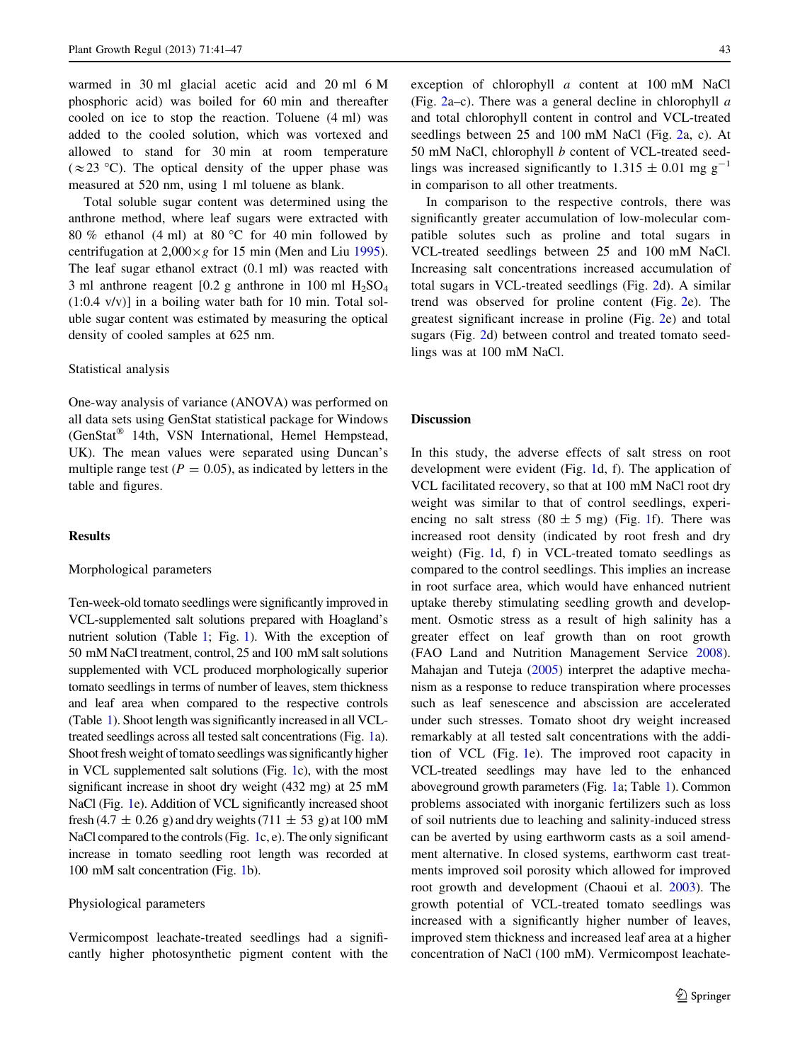warmed in 30 ml glacial acetic acid and 20 ml 6 M phosphoric acid) was boiled for 60 min and thereafter cooled on ice to stop the reaction. Toluene (4 ml) was added to the cooled solution, which was vortexed and allowed to stand for 30 min at room temperature ($\approx$23 °C). The optical density of the upper phase was measured at 520 nm, using 1 ml toluene as blank.

Total soluble sugar content was determined using the anthrone method, where leaf sugars were extracted with 80 % ethanol (4 ml) at 80 °C for 40 min followed by centrifugation at 2,000$\times g$ for 15 min (Men and Liu 1995). The leaf sugar ethanol extract (0.1 ml) was reacted with 3 ml anthrone reagent [0.2 g anthrone in 100 ml $H_2SO_4$ (1:0.4 v/v)] in a boiling water bath for 10 min. Total soluble sugar content was estimated by measuring the optical density of cooled samples at 625 nm.

### Statistical analysis

One-way analysis of variance (ANOVA) was performed on all data sets using GenStat statistical package for Windows (GenStat® 14th, VSN International, Hemel Hempstead, UK). The mean values were separated using Duncan's multiple range test ($P = 0.05$), as indicated by letters in the table and figures.

## Results

### Morphological parameters

Ten-week-old tomato seedlings were significantly improved in VCL-supplemented salt solutions prepared with Hoagland's nutrient solution (Table 1; Fig. 1). With the exception of 50 mM NaCl treatment, control, 25 and 100 mM salt solutions supplemented with VCL produced morphologically superior tomato seedlings in terms of number of leaves, stem thickness and leaf area when compared to the respective controls (Table 1). Shoot length was significantly increased in all VCL-treated seedlings across all tested salt concentrations (Fig. 1a). Shoot fresh weight of tomato seedlings was significantly higher in VCL supplemented salt solutions (Fig. 1c), with the most significant increase in shoot dry weight (432 mg) at 25 mM NaCl (Fig. 1e). Addition of VCL significantly increased shoot fresh (4.7 ± 0.26 g) and dry weights (711 ± 53 g) at 100 mM NaCl compared to the controls (Fig. 1c, e). The only significant increase in tomato seedling root length was recorded at 100 mM salt concentration (Fig. 1b).

### Physiological parameters

Vermicompost leachate-treated seedlings had a significantly higher photosynthetic pigment content with the exception of chlorophyll *a* content at 100 mM NaCl (Fig. 2a–c). There was a general decline in chlorophyll *a* and total chlorophyll content in control and VCL-treated seedlings between 25 and 100 mM NaCl (Fig. 2a, c). At 50 mM NaCl, chlorophyll *b* content of VCL-treated seedlings was increased significantly to 1.315 ± 0.01 mg $g^{-1}$ in comparison to all other treatments.

In comparison to the respective controls, there was significantly greater accumulation of low-molecular compatible solutes such as proline and total sugars in VCL-treated seedlings between 25 and 100 mM NaCl. Increasing salt concentrations increased accumulation of total sugars in VCL-treated seedlings (Fig. 2d). A similar trend was observed for proline content (Fig. 2e). The greatest significant increase in proline (Fig. 2e) and total sugars (Fig. 2d) between control and treated tomato seedlings was at 100 mM NaCl.

## Discussion

In this study, the adverse effects of salt stress on root development were evident (Fig. 1d, f). The application of VCL facilitated recovery, so that at 100 mM NaCl root dry weight was similar to that of control seedlings, experiencing no salt stress (80 ± 5 mg) (Fig. 1f). There was increased root density (indicated by root fresh and dry weight) (Fig. 1d, f) in VCL-treated tomato seedlings as compared to the control seedlings. This implies an increase in root surface area, which would have enhanced nutrient uptake thereby stimulating seedling growth and development. Osmotic stress as a result of high salinity has a greater effect on leaf growth than on root growth (FAO Land and Nutrition Management Service 2008). Mahajan and Tuteja (2005) interpret the adaptive mechanism as a response to reduce transpiration where processes such as leaf senescence and abscission are accelerated under such stresses. Tomato shoot dry weight increased remarkably at all tested salt concentrations with the addition of VCL (Fig. 1e). The improved root capacity in VCL-treated seedlings may have led to the enhanced aboveground growth parameters (Fig. 1a; Table 1). Common problems associated with inorganic fertilizers such as loss of soil nutrients due to leaching and salinity-induced stress can be averted by using earthworm casts as a soil amendment alternative. In closed systems, earthworm cast treatments improved soil porosity which allowed for improved root growth and development (Chaoui et al. 2003). The growth potential of VCL-treated tomato seedlings was increased with a significantly higher number of leaves, improved stem thickness and increased leaf area at a higher concentration of NaCl (100 mM). Vermicompost leachate-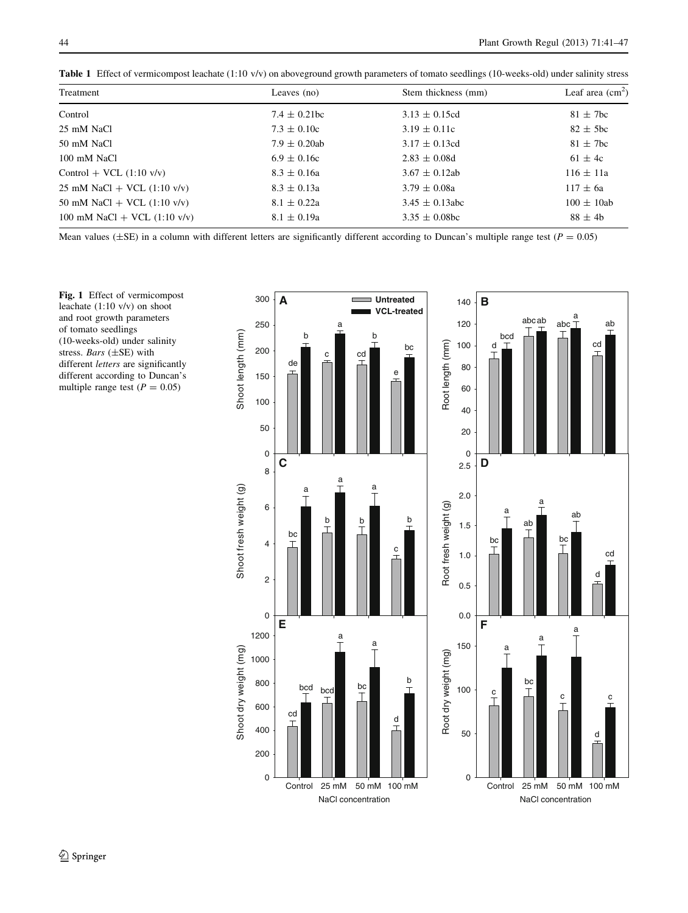**Table 1** Effect of vermicompost leachate (1:10 v/v) on aboveground growth parameters of tomato seedlings (10-weeks-old) under salinity stress

| Treatment | Leaves (no) | Stem thickness (mm) | Leaf area ($cm^2$) |
|---|---|---|---|
| Control | 7.4 ± 0.21bc | 3.13 ± 0.15cd | 81 ± 7bc |
| 25 mM NaCl | 7.3 ± 0.10c | 3.19 ± 0.11c | 82 ± 5bc |
| 50 mM NaCl | 7.9 ± 0.20ab | 3.17 ± 0.13cd | 81 ± 7bc |
| 100 mM NaCl | 6.9 ± 0.16c | 2.83 ± 0.08d | 61 ± 4c |
| Control + VCL (1:10 v/v) | 8.3 ± 0.16a | 3.67 ± 0.12ab | 116 ± 11a |
| 25 mM NaCl + VCL (1:10 v/v) | 8.3 ± 0.13a | 3.79 ± 0.08a | 117 ± 6a |
| 50 mM NaCl + VCL (1:10 v/v) | 8.1 ± 0.22a | 3.45 ± 0.13abc | 100 ± 10ab |
| 100 mM NaCl + VCL (1:10 v/v) | 8.1 ± 0.19a | 3.35 ± 0.08bc | 88 ± 4b |

Mean values (±SE) in a column with different letters are significantly different according to Duncan's multiple range test ($P = 0.05$)

**Fig. 1** Effect of vermicompost leachate (1:10 v/v) on shoot and root growth parameters of tomato seedlings (10-weeks-old) under salinity stress. *Bars* (±SE) with different *letters* are significantly different according to Duncan's multiple range test ($P = 0.05$)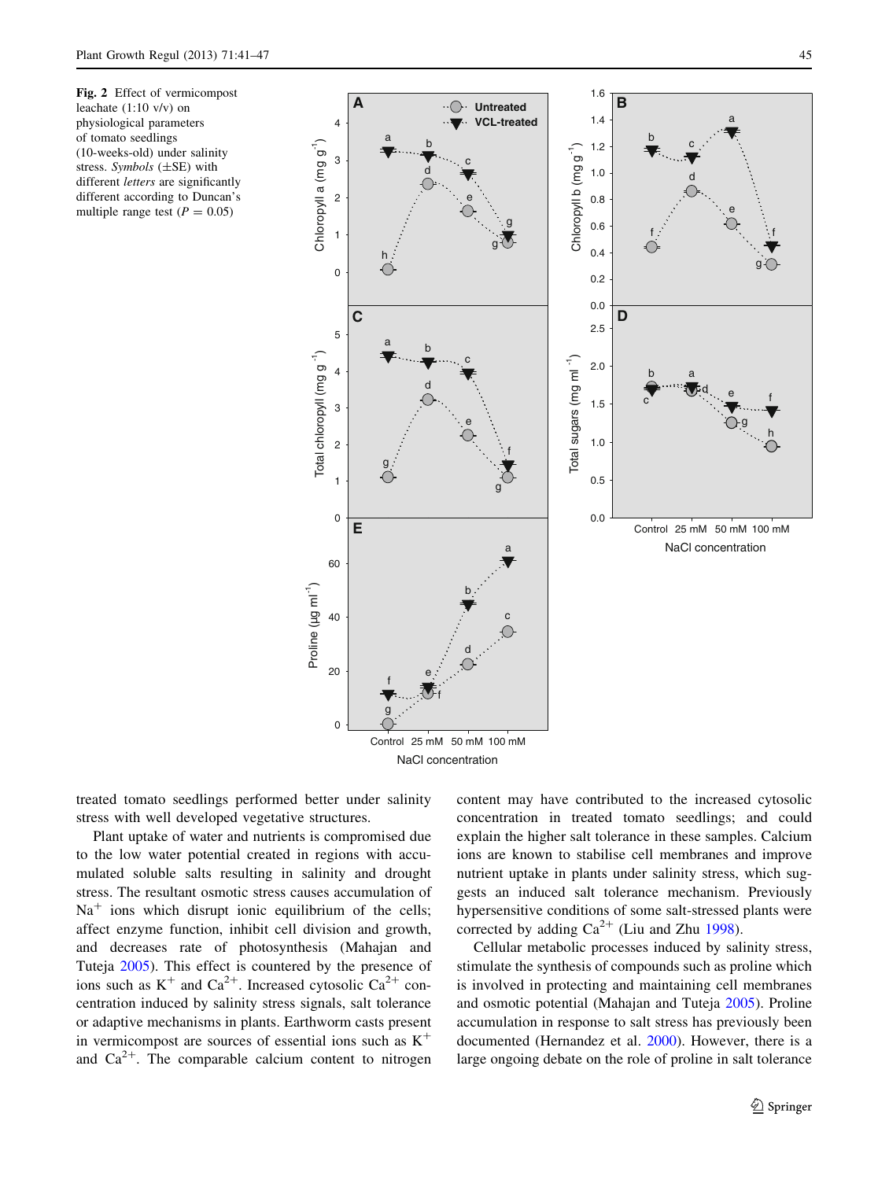**Fig. 2** Effect of vermicompost leachate (1:10 v/v) on physiological parameters of tomato seedlings (10-weeks-old) under salinity stress. *Symbols* (±SE) with different *letters* are significantly different according to Duncan's multiple range test ($P = 0.05$)

treated tomato seedlings performed better under salinity stress with well developed vegetative structures.

Plant uptake of water and nutrients is compromised due to the low water potential created in regions with accumulated soluble salts resulting in salinity and drought stress. The resultant osmotic stress causes accumulation of $Na^{+}$ ions which disrupt ionic equilibrium of the cells; affect enzyme function, inhibit cell division and growth, and decreases rate of photosynthesis (Mahajan and Tuteja 2005). This effect is countered by the presence of ions such as $K^{+}$ and $Ca^{2+}$. Increased cytosolic $Ca^{2+}$ concentration induced by salinity stress signals, salt tolerance or adaptive mechanisms in plants. Earthworm casts present in vermicompost are sources of essential ions such as $K^{+}$ and $Ca^{2+}$. The comparable calcium content to nitrogen content may have contributed to the increased cytosolic concentration in treated tomato seedlings; and could explain the higher salt tolerance in these samples. Calcium ions are known to stabilise cell membranes and improve nutrient uptake in plants under salinity stress, which suggests an induced salt tolerance mechanism. Previously hypersensitive conditions of some salt-stressed plants were corrected by adding $Ca^{2+}$ (Liu and Zhu 1998).

Cellular metabolic processes induced by salinity stress, stimulate the synthesis of compounds such as proline which is involved in protecting and maintaining cell membranes and osmotic potential (Mahajan and Tuteja 2005). Proline accumulation in response to salt stress has previously been documented (Hernandez et al. 2000). However, there is a large ongoing debate on the role of proline in salt tolerance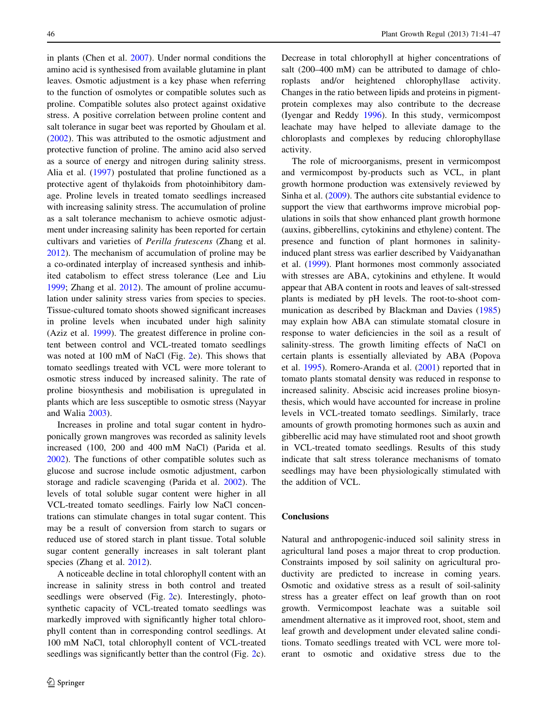in plants (Chen et al. 2007). Under normal conditions the amino acid is synthesised from available glutamine in plant leaves. Osmotic adjustment is a key phase when referring to the function of osmolytes or compatible solutes such as proline. Compatible solutes also protect against oxidative stress. A positive correlation between proline content and salt tolerance in sugar beet was reported by Ghoulam et al. (2002). This was attributed to the osmotic adjustment and protective function of proline. The amino acid also served as a source of energy and nitrogen during salinity stress. Alia et al. (1997) postulated that proline functioned as a protective agent of thylakoids from photoinhibitory damage. Proline levels in treated tomato seedlings increased with increasing salinity stress. The accumulation of proline as a salt tolerance mechanism to achieve osmotic adjustment under increasing salinity has been reported for certain cultivars and varieties of *Perilla frutescens* (Zhang et al. 2012). The mechanism of accumulation of proline may be a co-ordinated interplay of increased synthesis and inhibited catabolism to effect stress tolerance (Lee and Liu 1999; Zhang et al. 2012). The amount of proline accumulation under salinity stress varies from species to species. Tissue-cultured tomato shoots showed significant increases in proline levels when incubated under high salinity (Aziz et al. 1999). The greatest difference in proline content between control and VCL-treated tomato seedlings was noted at 100 mM of NaCl (Fig. 2e). This shows that tomato seedlings treated with VCL were more tolerant to osmotic stress induced by increased salinity. The rate of proline biosynthesis and mobilisation is upregulated in plants which are less susceptible to osmotic stress (Nayyar and Walia 2003).

Increases in proline and total sugar content in hydroponically grown mangroves was recorded as salinity levels increased (100, 200 and 400 mM NaCl) (Parida et al. 2002). The functions of other compatible solutes such as glucose and sucrose include osmotic adjustment, carbon storage and radicle scavenging (Parida et al. 2002). The levels of total soluble sugar content were higher in all VCL-treated tomato seedlings. Fairly low NaCl concentrations can stimulate changes in total sugar content. This may be a result of conversion from starch to sugars or reduced use of stored starch in plant tissue. Total soluble sugar content generally increases in salt tolerant plant species (Zhang et al. 2012).

A noticeable decline in total chlorophyll content with an increase in salinity stress in both control and treated seedlings were observed (Fig. 2c). Interestingly, photosynthetic capacity of VCL-treated tomato seedlings was markedly improved with significantly higher total chlorophyll content than in corresponding control seedlings. At 100 mM NaCl, total chlorophyll content of VCL-treated seedlings was significantly better than the control (Fig. 2c). Decrease in total chlorophyll at higher concentrations of salt (200–400 mM) can be attributed to damage of chloroplasts and/or heightened chlorophyllase activity. Changes in the ratio between lipids and proteins in pigment-protein complexes may also contribute to the decrease (Iyengar and Reddy 1996). In this study, vermicompost leachate may have helped to alleviate damage to the chloroplasts and complexes by reducing chlorophyllase activity.

The role of microorganisms, present in vermicompost and vermicompost by-products such as VCL, in plant growth hormone production was extensively reviewed by Sinha et al. (2009). The authors cite substantial evidence to support the view that earthworms improve microbial populations in soils that show enhanced plant growth hormone (auxins, gibberellins, cytokinins and ethylene) content. The presence and function of plant hormones in salinity-induced plant stress was earlier described by Vaidyanathan et al. (1999). Plant hormones most commonly associated with stresses are ABA, cytokinins and ethylene. It would appear that ABA content in roots and leaves of salt-stressed plants is mediated by pH levels. The root-to-shoot communication as described by Blackman and Davies (1985) may explain how ABA can stimulate stomatal closure in response to water deficiencies in the soil as a result of salinity-stress. The growth limiting effects of NaCl on certain plants is essentially alleviated by ABA (Popova et al. 1995). Romero-Aranda et al. (2001) reported that in tomato plants stomatal density was reduced in response to increased salinity. Abscisic acid increases proline biosynthesis, which would have accounted for increase in proline levels in VCL-treated tomato seedlings. Similarly, trace amounts of growth promoting hormones such as auxin and gibberellic acid may have stimulated root and shoot growth in VCL-treated tomato seedlings. Results of this study indicate that salt stress tolerance mechanisms of tomato seedlings may have been physiologically stimulated with the addition of VCL.

## Conclusions

Natural and anthropogenic-induced soil salinity stress in agricultural land poses a major threat to crop production. Constraints imposed by soil salinity on agricultural productivity are predicted to increase in coming years. Osmotic and oxidative stress as a result of soil-salinity stress has a greater effect on leaf growth than on root growth. Vermicompost leachate was a suitable soil amendment alternative as it improved root, shoot, stem and leaf growth and development under elevated saline conditions. Tomato seedlings treated with VCL were more tolerant to osmotic and oxidative stress due to the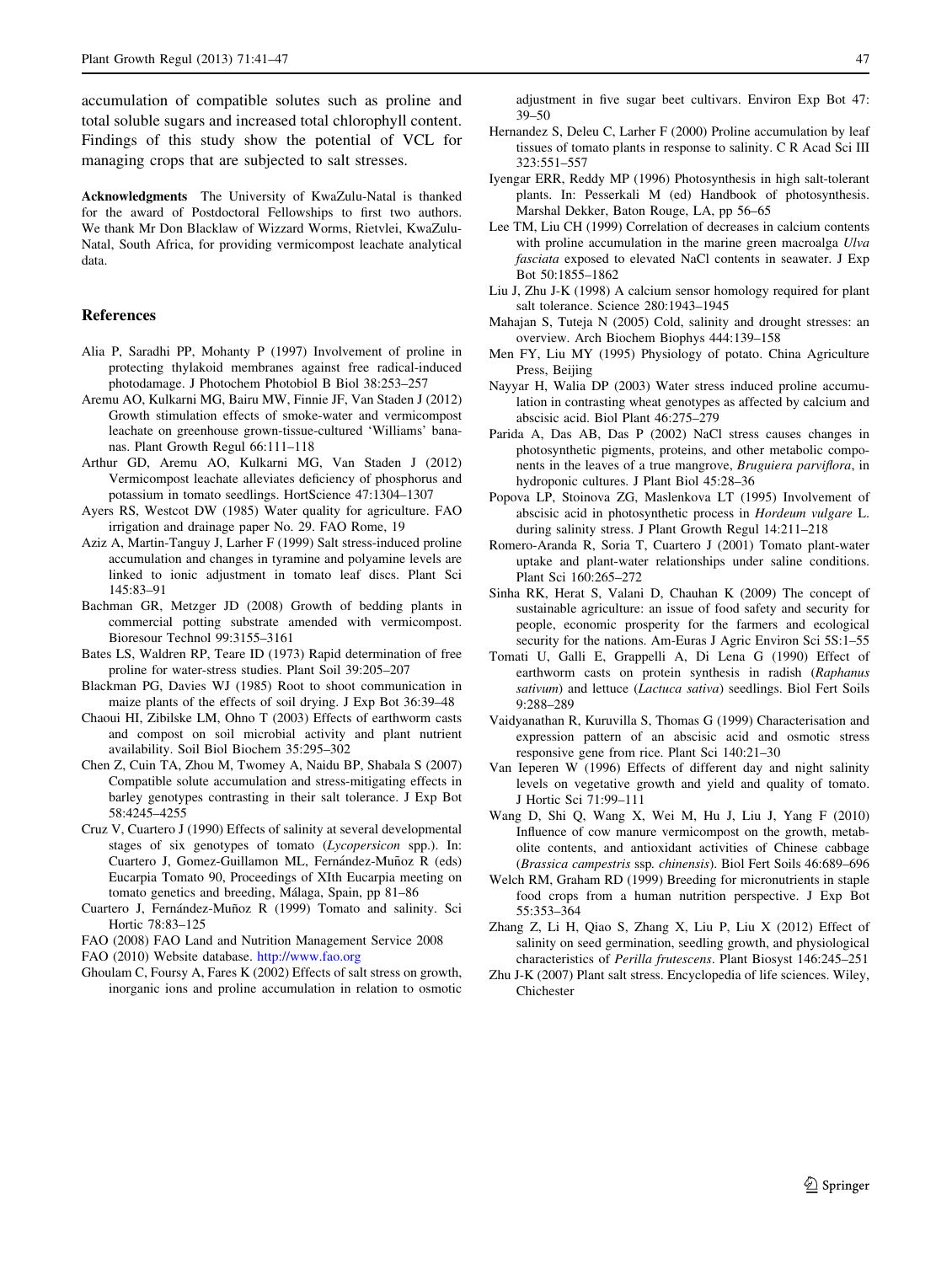accumulation of compatible solutes such as proline and total soluble sugars and increased total chlorophyll content. Findings of this study show the potential of VCL for managing crops that are subjected to salt stresses.

**Acknowledgments** The University of KwaZulu-Natal is thanked for the award of Postdoctoral Fellowships to first two authors. We thank Mr Don Blacklaw of Wizzard Worms, Rietvlei, KwaZulu-Natal, South Africa, for providing vermicompost leachate analytical data.

## References

Alia P, Saradhi PP, Mohanty P (1997) Involvement of proline in protecting thylakoid membranes against free radical-induced photodamage. J Photochem Photobiol B Biol 38:253–257

Aremu AO, Kulkarni MG, Bairu MW, Finnie JF, Van Staden J (2012) Growth stimulation effects of smoke-water and vermicompost leachate on greenhouse grown-tissue-cultured 'Williams' bananas. Plant Growth Regul 66:111–118

Arthur GD, Aremu AO, Kulkarni MG, Van Staden J (2012) Vermicompost leachate alleviates deficiency of phosphorus and potassium in tomato seedlings. HortScience 47:1304–1307

Ayers RS, Westcot DW (1985) Water quality for agriculture. FAO irrigation and drainage paper No. 29. FAO Rome, 19

Aziz A, Martin-Tanguy J, Larher F (1999) Salt stress-induced proline accumulation and changes in tyramine and polyamine levels are linked to ionic adjustment in tomato leaf discs. Plant Sci 145:83–91

Bachman GR, Metzger JD (2008) Growth of bedding plants in commercial potting substrate amended with vermicompost. Bioresour Technol 99:3155–3161

Bates LS, Waldren RP, Teare ID (1973) Rapid determination of free proline for water-stress studies. Plant Soil 39:205–207

Blackman PG, Davies WJ (1985) Root to shoot communication in maize plants of the effects of soil drying. J Exp Bot 36:39–48

Chaoui HI, Zibilske LM, Ohno T (2003) Effects of earthworm casts and compost on soil microbial activity and plant nutrient availability. Soil Biol Biochem 35:295–302

Chen Z, Cuin TA, Zhou M, Twomey A, Naidu BP, Shabala S (2007) Compatible solute accumulation and stress-mitigating effects in barley genotypes contrasting in their salt tolerance. J Exp Bot 58:4245–4255

Cruz V, Cuartero J (1990) Effects of salinity at several developmental stages of six genotypes of tomato (*Lycopersicon* spp.). In: Cuartero J, Gomez-Guillamon ML, Fernández-Muñoz R (eds) Eucarpia Tomato 90, Proceedings of XIth Eucarpia meeting on tomato genetics and breeding, Málaga, Spain, pp 81–86

Cuartero J, Fernández-Muñoz R (1999) Tomato and salinity. Sci Hortic 78:83–125

FAO (2008) FAO Land and Nutrition Management Service 2008

FAO (2010) Website database. http://www.fao.org

Ghoulam C, Foursy A, Fares K (2002) Effects of salt stress on growth, inorganic ions and proline accumulation in relation to osmotic adjustment in five sugar beet cultivars. Environ Exp Bot 47: 39–50

Hernandez S, Deleu C, Larher F (2000) Proline accumulation by leaf tissues of tomato plants in response to salinity. C R Acad Sci III 323:551–557

Iyengar ERR, Reddy MP (1996) Photosynthesis in high salt-tolerant plants. In: Pesserkali M (ed) Handbook of photosynthesis. Marshal Dekker, Baton Rouge, LA, pp 56–65

Lee TM, Liu CH (1999) Correlation of decreases in calcium contents with proline accumulation in the marine green macroalga *Ulva fasciata* exposed to elevated NaCl contents in seawater. J Exp Bot 50:1855–1862

Liu J, Zhu J-K (1998) A calcium sensor homology required for plant salt tolerance. Science 280:1943–1945

Mahajan S, Tuteja N (2005) Cold, salinity and drought stresses: an overview. Arch Biochem Biophys 444:139–158

Men FY, Liu MY (1995) Physiology of potato. China Agriculture Press, Beijing

Nayyar H, Walia DP (2003) Water stress induced proline accumulation in contrasting wheat genotypes as affected by calcium and abscisic acid. Biol Plant 46:275–279

Parida A, Das AB, Das P (2002) NaCl stress causes changes in photosynthetic pigments, proteins, and other metabolic components in the leaves of a true mangrove, *Bruguiera parviflora*, in hydroponic cultures. J Plant Biol 45:28–36

Popova LP, Stoinova ZG, Maslenkova LT (1995) Involvement of abscisic acid in photosynthetic process in *Hordeum vulgare* L. during salinity stress. J Plant Growth Regul 14:211–218

Romero-Aranda R, Soria T, Cuartero J (2001) Tomato plant-water uptake and plant-water relationships under saline conditions. Plant Sci 160:265–272

Sinha RK, Herat S, Valani D, Chauhan K (2009) The concept of sustainable agriculture: an issue of food safety and security for people, economic prosperity for the farmers and ecological security for the nations. Am-Euras J Agric Environ Sci 5S:1–55

Tomati U, Galli E, Grappelli A, Di Lena G (1990) Effect of earthworm casts on protein synthesis in radish (*Raphanus sativum*) and lettuce (*Lactuca sativa*) seedlings. Biol Fert Soils 9:288–289

Vaidyanathan R, Kuruvilla S, Thomas G (1999) Characterisation and expression pattern of an abscisic acid and osmotic stress responsive gene from rice. Plant Sci 140:21–30

Van Ieperen W (1996) Effects of different day and night salinity levels on vegetative growth and yield and quality of tomato. J Hortic Sci 71:99–111

Wang D, Shi Q, Wang X, Wei M, Hu J, Liu J, Yang F (2010) Influence of cow manure vermicompost on the growth, metabolite contents, and antioxidant activities of Chinese cabbage (*Brassica campestris* ssp. *chinensis*). Biol Fert Soils 46:689–696

Welch RM, Graham RD (1999) Breeding for micronutrients in staple food crops from a human nutrition perspective. J Exp Bot 55:353–364

Zhang Z, Li H, Qiao S, Zhang X, Liu P, Liu X (2012) Effect of salinity on seed germination, seedling growth, and physiological characteristics of *Perilla frutescens*. Plant Biosyst 146:245–251

Zhu J-K (2007) Plant salt stress. Encyclopedia of life sciences. Wiley, Chichester